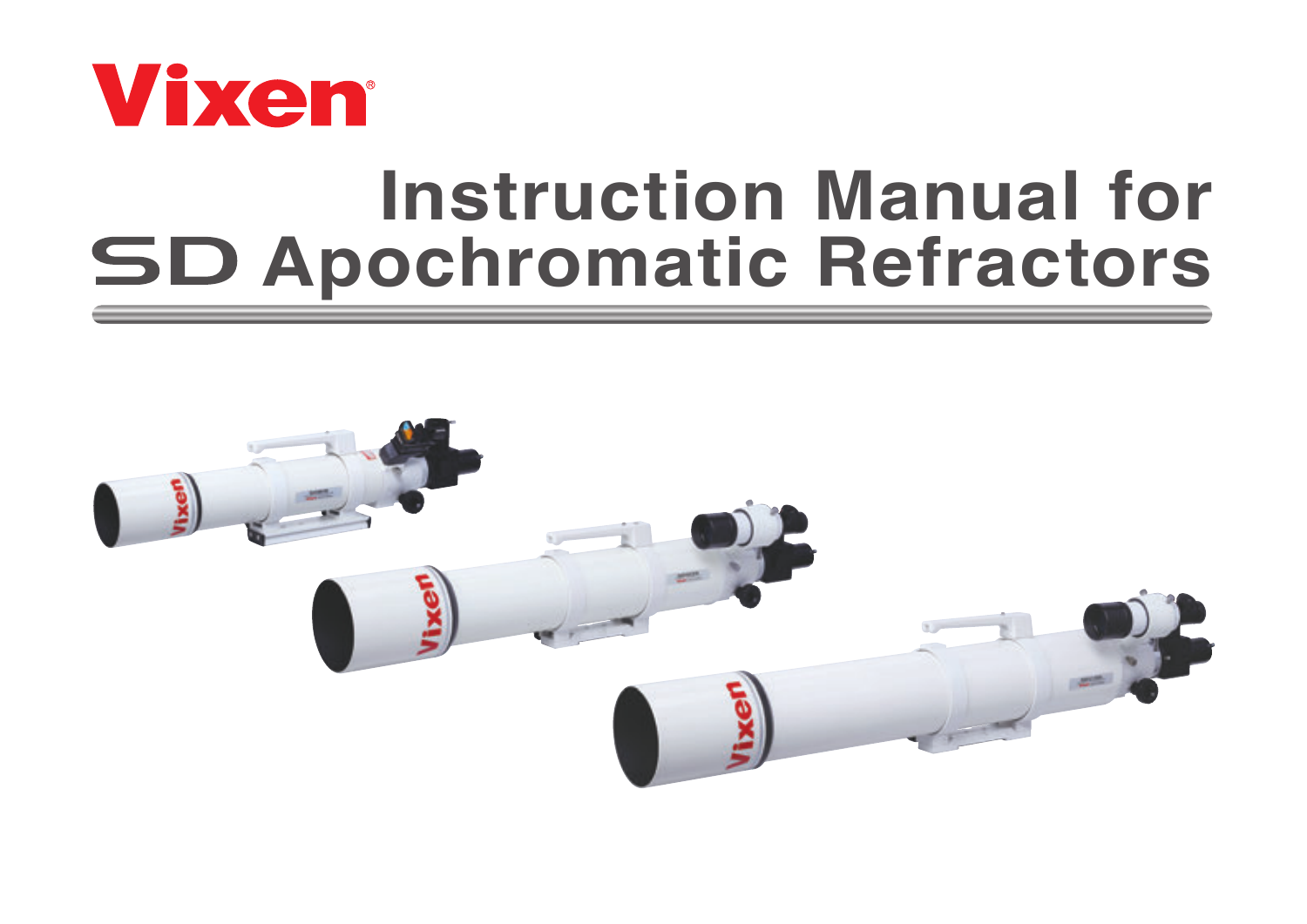Vixen

# Instruction Manual for SD Apochromatic Refractors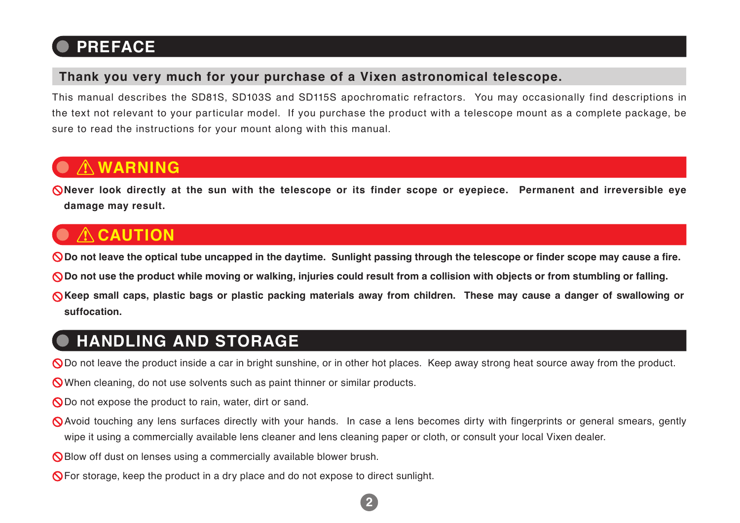## PREFACE

**Thank you very much for your purchase of a Vixen astronomical telescope.**

This manual describes the SD81S, SD103S and SD115S apochromatic refractors. You may occasionally find descriptions in the text not relevant to your particular model. If you purchase the product with a telescope mount as a complete package, be sure to read the instructions for your mount along with this manual.

## ⚠ WARNING

- 🚫 **Never look directly at the sun with the telescope or its finder scope or eyepiece. Permanent and irreversible eye damage may result.**

## ⚠ CAUTION

- 🚫 **Do not leave the optical tube uncapped in the daytime. Sunlight passing through the telescope or finder scope may cause a fire.**
- 🚫 **Do not use the product while moving or walking, injuries could result from a collision with objects or from stumbling or falling.**
- 🚫 **Keep small caps, plastic bags or plastic packing materials away from children. These may cause a danger of swallowing or suffocation.**

## HANDLING AND STORAGE

- 🚫 Do not leave the product inside a car in bright sunshine, or in other hot places. Keep away strong heat source away from the product.
- 🚫 When cleaning, do not use solvents such as paint thinner or similar products.
- 🚫 Do not expose the product to rain, water, dirt or sand.
- 🚫 Avoid touching any lens surfaces directly with your hands. In case a lens becomes dirty with fingerprints or general smears, gently wipe it using a commercially available lens cleaner and lens cleaning paper or cloth, or consult your local Vixen dealer.
- 🚫 Blow off dust on lenses using a commercially available blower brush.
- 🚫 For storage, keep the product in a dry place and do not expose to direct sunlight.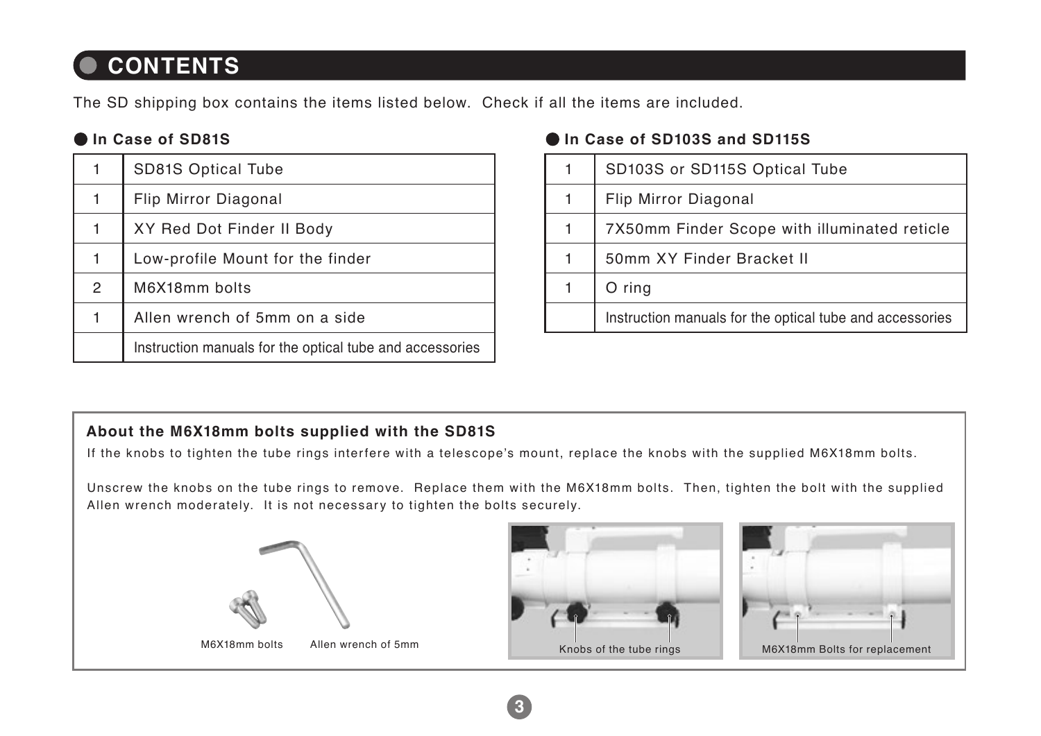# CONTENTS

The SD shipping box contains the items listed below. Check if all the items are included.

### In Case of SD81S

| | |
|---|---|
| 1 | SD81S Optical Tube |
| 1 | Flip Mirror Diagonal |
| 1 | XY Red Dot Finder II Body |
| 1 | Low-profile Mount for the finder |
| 2 | M6X18mm bolts |
| 1 | Allen wrench of 5mm on a side |
| | Instruction manuals for the optical tube and accessories |

### In Case of SD103S and SD115S

| | |
|---|---|
| 1 | SD103S or SD115S Optical Tube |
| 1 | Flip Mirror Diagonal |
| 1 | 7X50mm Finder Scope with illuminated reticle |
| 1 | 50mm XY Finder Bracket II |
| 1 | O ring |
| | Instruction manuals for the optical tube and accessories |

**About the M6X18mm bolts supplied with the SD81S**

If the knobs to tighten the tube rings interfere with a telescope's mount, replace the knobs with the supplied M6X18mm bolts.

Unscrew the knobs on the tube rings to remove. Replace them with the M6X18mm bolts. Then, tighten the bolt with the supplied Allen wrench moderately. It is not necessary to tighten the bolts securely.

M6X18mm bolts Allen wrench of 5mm

Knobs of the tube rings

M6X18mm Bolts for replacement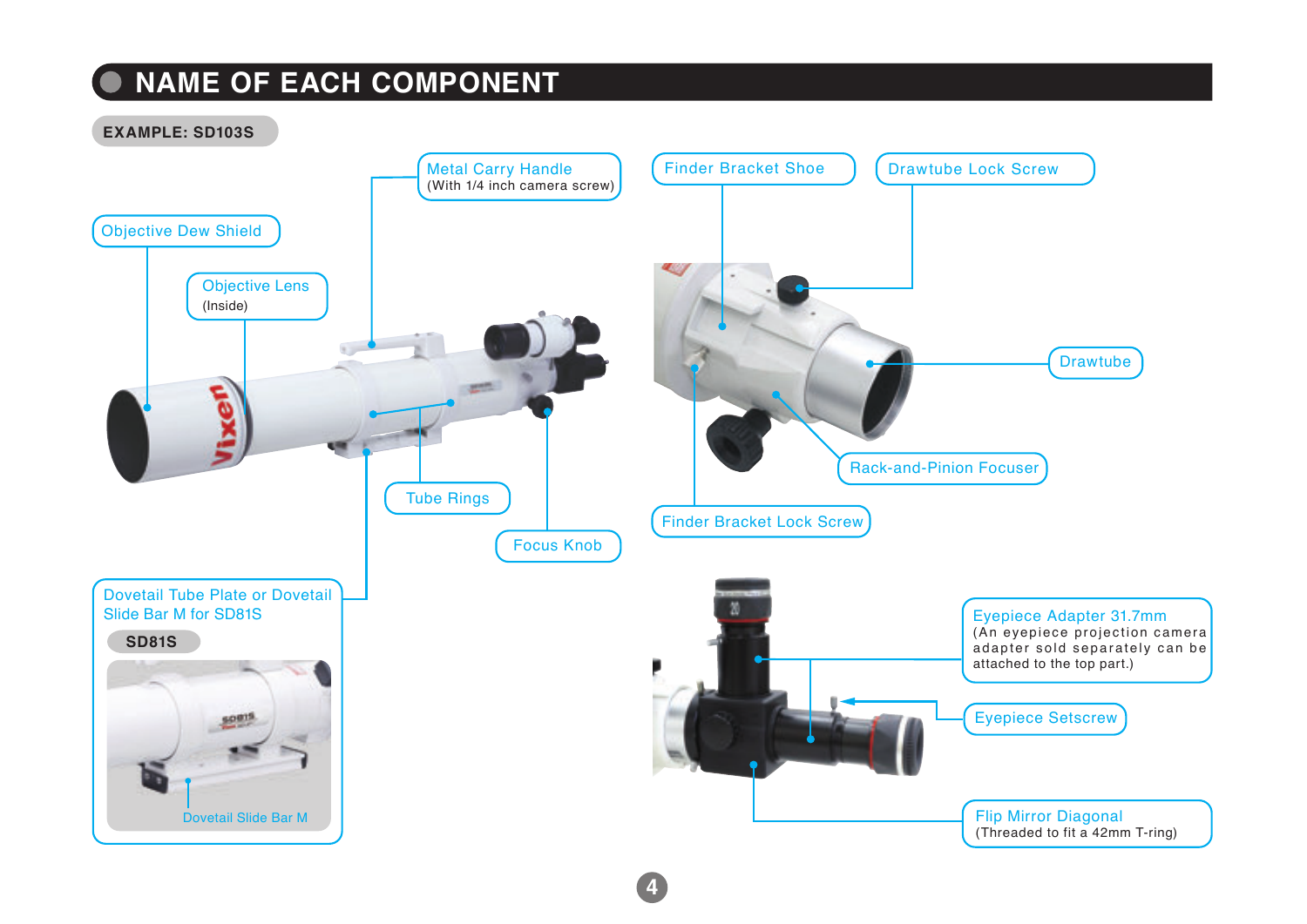# NAME OF EACH COMPONENT

**EXAMPLE: SD103S**

- Objective Dew Shield
- Objective Lens (Inside)
- Metal Carry Handle (With 1/4 inch camera screw)
- Tube Rings
- Focus Knob
- Dovetail Tube Plate or Dovetail Slide Bar M for SD81S

**SD81S**

- Dovetail Slide Bar M

- Finder Bracket Shoe
- Drawtube Lock Screw
- Drawtube
- Rack-and-Pinion Focuser
- Finder Bracket Lock Screw

- Eyepiece Adapter 31.7mm (An eyepiece projection camera adapter sold separately can be attached to the top part.)
- Eyepiece Setscrew
- Flip Mirror Diagonal (Threaded to fit a 42mm T-ring)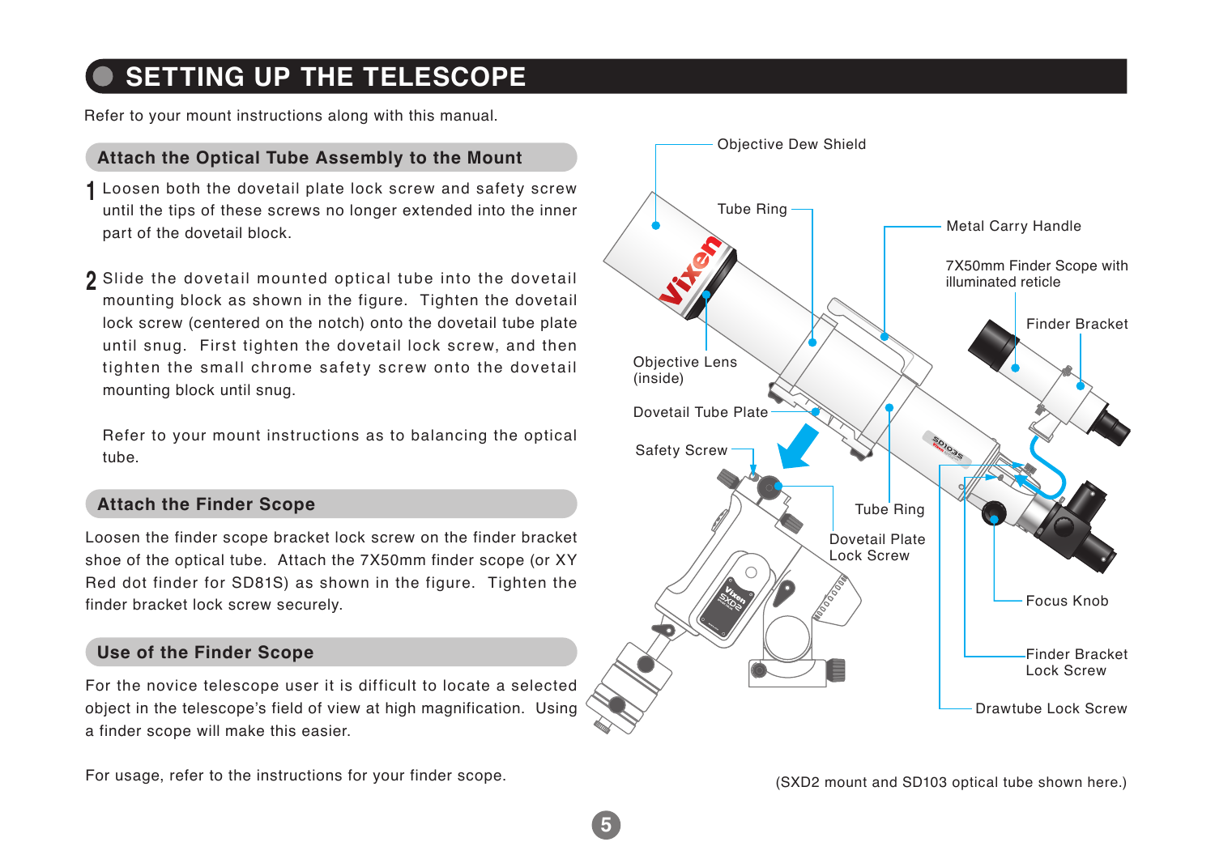# SETTING UP THE TELESCOPE

Refer to your mount instructions along with this manual.

## Attach the Optical Tube Assembly to the Mount

1. Loosen both the dovetail plate lock screw and safety screw until the tips of these screws no longer extended into the inner part of the dovetail block.

2. Slide the dovetail mounted optical tube into the dovetail mounting block as shown in the figure. Tighten the dovetail lock screw (centered on the notch) onto the dovetail tube plate until snug. First tighten the dovetail lock screw, and then tighten the small chrome safety screw onto the dovetail mounting block until snug.

   Refer to your mount instructions as to balancing the optical tube.

## Attach the Finder Scope

Loosen the finder scope bracket lock screw on the finder bracket shoe of the optical tube. Attach the 7X50mm finder scope (or XY Red dot finder for SD81S) as shown in the figure. Tighten the finder bracket lock screw securely.

## Use of the Finder Scope

For the novice telescope user it is difficult to locate a selected object in the telescope's field of view at high magnification. Using a finder scope will make this easier.

For usage, refer to the instructions for your finder scope.

Objective Dew Shield
Tube Ring
Metal Carry Handle
7X50mm Finder Scope with illuminated reticle
Finder Bracket
Objective Lens (inside)
Dovetail Tube Plate
Safety Screw
Tube Ring
Dovetail Plate Lock Screw
Focus Knob
Finder Bracket Lock Screw
Drawtube Lock Screw

(SXD2 mount and SD103 optical tube shown here.)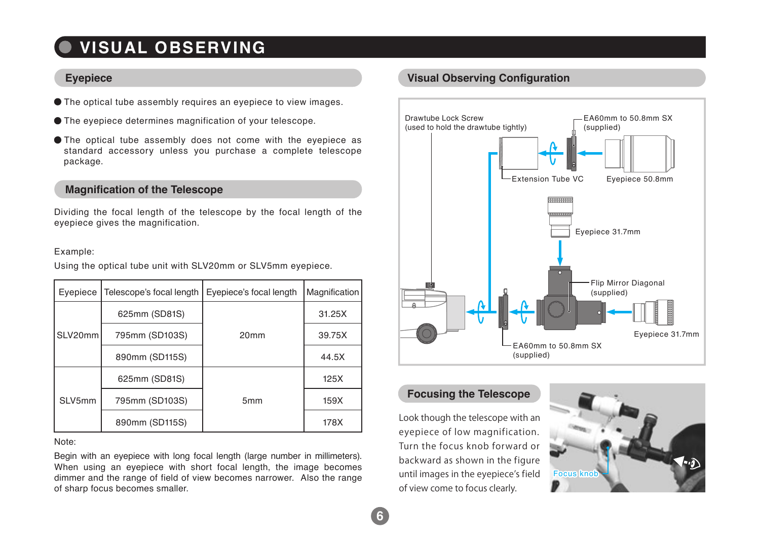# VISUAL OBSERVING

## Eyepiece

- The optical tube assembly requires an eyepiece to view images.
- The eyepiece determines magnification of your telescope.
- The optical tube assembly does not come with the eyepiece as standard accessory unless you purchase a complete telescope package.

## Magnification of the Telescope

Dividing the focal length of the telescope by the focal length of the eyepiece gives the magnification.

Example:

Using the optical tube unit with SLV20mm or SLV5mm eyepiece.

| Eyepiece | Telescope's focal length | Eyepiece's focal length | Magnification |
|---|---|---|---|
| SLV20mm | 625mm (SD81S) | 20mm | 31.25X |
| | 795mm (SD103S) | | 39.75X |
| | 890mm (SD115S) | | 44.5X |
| SLV5mm | 625mm (SD81S) | 5mm | 125X |
| | 795mm (SD103S) | | 159X |
| | 890mm (SD115S) | | 178X |

Note:

Begin with an eyepiece with long focal length (large number in millimeters). When using an eyepiece with short focal length, the image becomes dimmer and the range of field of view becomes narrower. Also the range of sharp focus becomes smaller.

## Visual Observing Configuration

Drawtube Lock Screw (used to hold the drawtube tightly)

EA60mm to 50.8mm SX (supplied)

Extension Tube VC

Eyepiece 50.8mm

Eyepiece 31.7mm

Flip Mirror Diagonal (supplied)

Eyepiece 31.7mm

EA60mm to 50.8mm SX (supplied)

## Focusing the Telescope

Look though the telescope with an eyepiece of low magnification. Turn the focus knob forward or backward as shown in the figure until images in the eyepiece's field of view come to focus clearly.

Focus knob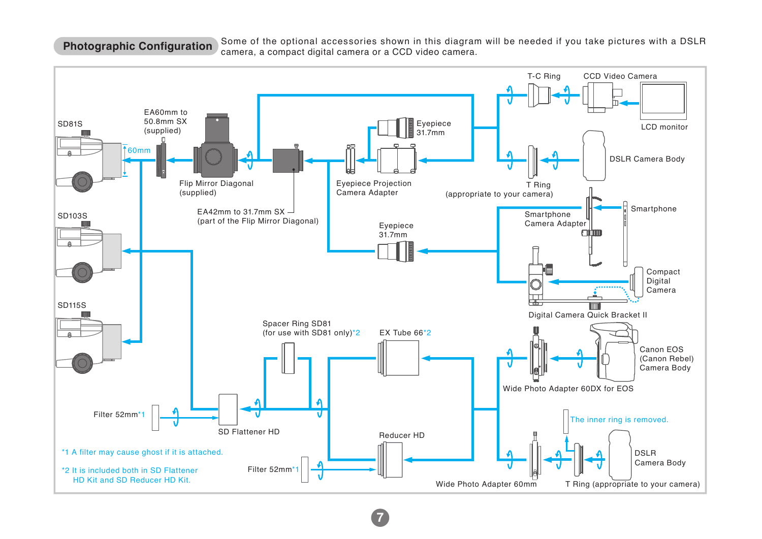## Photographic Configuration

Some of the optional accessories shown in this diagram will be needed if you take pictures with a DSLR camera, a compact digital camera or a CCD video camera.

SD81S

SD103S

SD115S

60mm

EA60mm to 50.8mm SX (supplied)

Flip Mirror Diagonal (supplied)

EA42mm to 31.7mm SX (part of the Flip Mirror Diagonal)

Eyepiece 31.7mm

Eyepiece Projection Camera Adapter

T-C Ring

CCD Video Camera

LCD monitor

DSLR Camera Body

T Ring (appropriate to your camera)

Smartphone Camera Adapter

Smartphone

Eyepiece 31.7mm

Compact Digital Camera

Digital Camera Quick Bracket II

Spacer Ring SD81 (for use with SD81 only)*2

EX Tube 66*2

Canon EOS (Canon Rebel) Camera Body

Wide Photo Adapter 60DX for EOS

Filter 52mm*1

SD Flattener HD

Reducer HD

The inner ring is removed.

DSLR Camera Body

Filter 52mm*1

Wide Photo Adapter 60mm

T Ring (appropriate to your camera)

*1 A filter may cause ghost if it is attached.

*2 It is included both in SD Flattener HD Kit and SD Reducer HD Kit.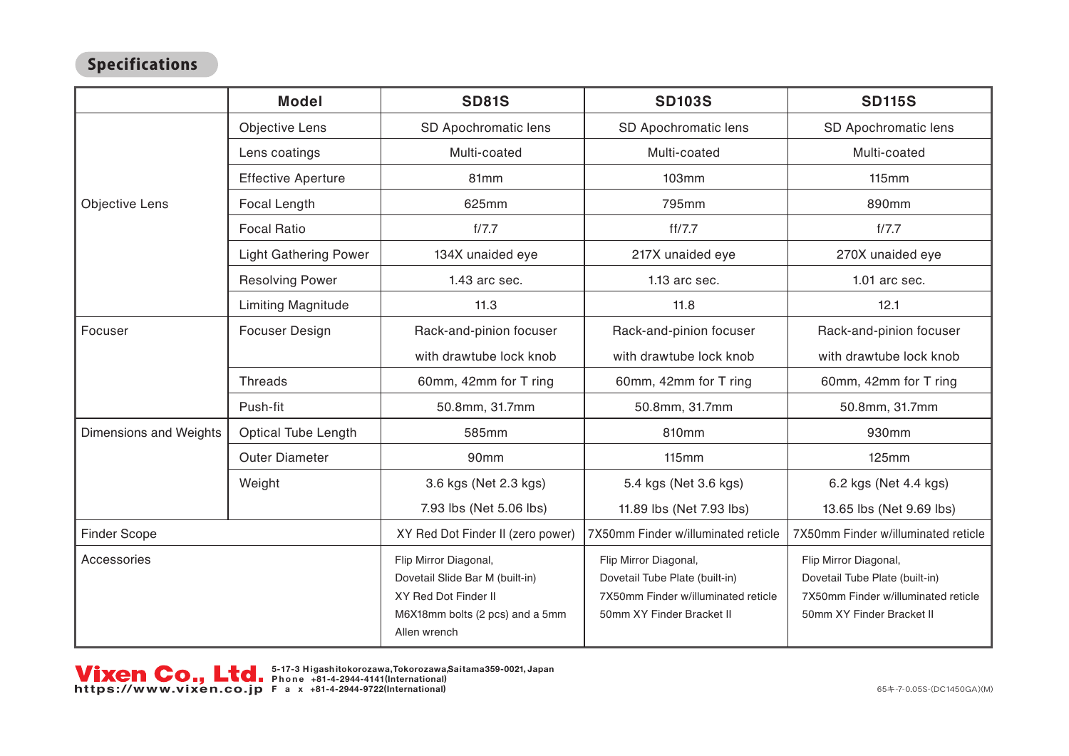## Specifications

| | Model | SD81S | SD103S | SD115S |
|---|---|---|---|---|
| Objective Lens | Objective Lens | SD Apochromatic lens | SD Apochromatic lens | SD Apochromatic lens |
| | Lens coatings | Multi-coated | Multi-coated | Multi-coated |
| | Effective Aperture | 81mm | 103mm | 115mm |
| | Focal Length | 625mm | 795mm | 890mm |
| | Focal Ratio | f/7.7 | ff/7.7 | f/7.7 |
| | Light Gathering Power | 134X unaided eye | 217X unaided eye | 270X unaided eye |
| | Resolving Power | 1.43 arc sec. | 1.13 arc sec. | 1.01 arc sec. |
| | Limiting Magnitude | 11.3 | 11.8 | 12.1 |
| Focuser | Focuser Design | Rack-and-pinion focuser with drawtube lock knob | Rack-and-pinion focuser with drawtube lock knob | Rack-and-pinion focuser with drawtube lock knob |
| | Threads | 60mm, 42mm for T ring | 60mm, 42mm for T ring | 60mm, 42mm for T ring |
| | Push-fit | 50.8mm, 31.7mm | 50.8mm, 31.7mm | 50.8mm, 31.7mm |
| Dimensions and Weights | Optical Tube Length | 585mm | 810mm | 930mm |
| | Outer Diameter | 90mm | 115mm | 125mm |
| | Weight | 3.6 kgs (Net 2.3 kgs)<br>7.93 lbs (Net 5.06 lbs) | 5.4 kgs (Net 3.6 kgs)<br>11.89 lbs (Net 7.93 lbs) | 6.2 kgs (Net 4.4 kgs)<br>13.65 lbs (Net 9.69 lbs) |
| Finder Scope | | XY Red Dot Finder II (zero power) | 7X50mm Finder w/illuminated reticle | 7X50mm Finder w/illuminated reticle |
| Accessories | | Flip Mirror Diagonal,<br>Dovetail Slide Bar M (built-in)<br>XY Red Dot Finder II<br>M6X18mm bolts (2 pcs) and a 5mm Allen wrench | Flip Mirror Diagonal,<br>Dovetail Tube Plate (built-in)<br>7X50mm Finder w/illuminated reticle<br>50mm XY Finder Bracket II | Flip Mirror Diagonal,<br>Dovetail Tube Plate (built-in)<br>7X50mm Finder w/illuminated reticle<br>50mm XY Finder Bracket II |

**Vixen Co., Ltd.**
https://www.vixen.co.jp

5-17-3 Higashitokorozawa,Tokorozawa,Saitama359-0021, Japan
Phone +81-4-2944-4141(International)
Fax +81-4-2944-9722(International)

65キ-7-0.05S-(DC1450GA)(M)